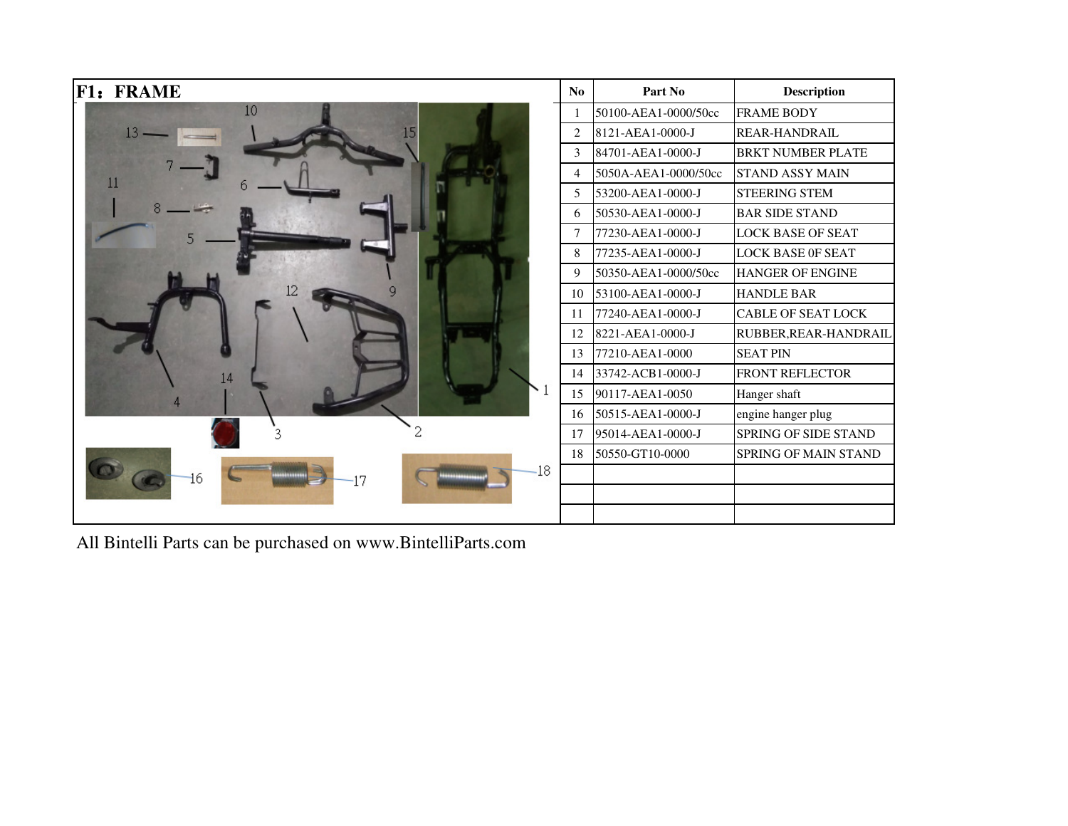# F1：FRAME

| No | Part No | Description |
|---|---|---|
| 1 | 50100-AEA1-0000/50cc | FRAME BODY |
| 2 | 8121-AEA1-0000-J | REAR-HANDRAIL |
| 3 | 84701-AEA1-0000-J | BRKT NUMBER PLATE |
| 4 | 5050A-AEA1-0000/50cc | STAND ASSY MAIN |
| 5 | 53200-AEA1-0000-J | STEERING STEM |
| 6 | 50530-AEA1-0000-J | BAR SIDE STAND |
| 7 | 77230-AEA1-0000-J | LOCK BASE OF SEAT |
| 8 | 77235-AEA1-0000-J | LOCK BASE 0F SEAT |
| 9 | 50350-AEA1-0000/50cc | HANGER OF ENGINE |
| 10 | 53100-AEA1-0000-J | HANDLE BAR |
| 11 | 77240-AEA1-0000-J | CABLE OF SEAT LOCK |
| 12 | 8221-AEA1-0000-J | RUBBER,REAR-HANDRAIL |
| 13 | 77210-AEA1-0000 | SEAT PIN |
| 14 | 33742-ACB1-0000-J | FRONT REFLECTOR |
| 15 | 90117-AEA1-0050 | Hanger shaft |
| 16 | 50515-AEA1-0000-J | engine hanger plug |
| 17 | 95014-AEA1-0000-J | SPRING OF SIDE STAND |
| 18 | 50550-GT10-0000 | SPRING OF MAIN STAND |
| | | |
| | | |
| | | |

All Bintelli Parts can be purchased on www.BintelliParts.com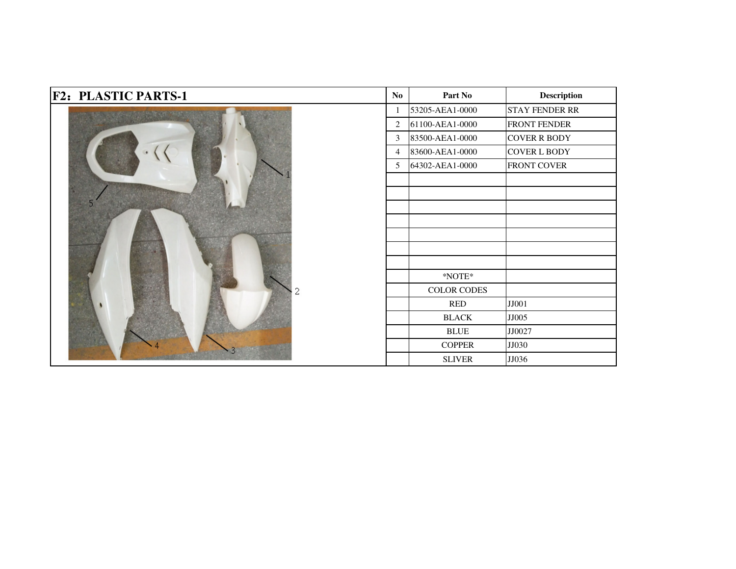# F2：PLASTIC PARTS-1

| No | Part No | Description |
|---|---|---|
| 1 | 53205-AEA1-0000 | STAY FENDER RR |
| 2 | 61100-AEA1-0000 | FRONT FENDER |
| 3 | 83500-AEA1-0000 | COVER R BODY |
| 4 | 83600-AEA1-0000 | COVER L BODY |
| 5 | 64302-AEA1-0000 | FRONT COVER |
| | | |
| | | |
| | | |
| | | |
| | | |
| | | |
| | | |
| | *NOTE* | |
| | COLOR CODES | |
| | RED | JJ001 |
| | BLACK | JJ005 |
| | BLUE | JJ0027 |
| | COPPER | JJ030 |
| | SLIVER | JJ036 |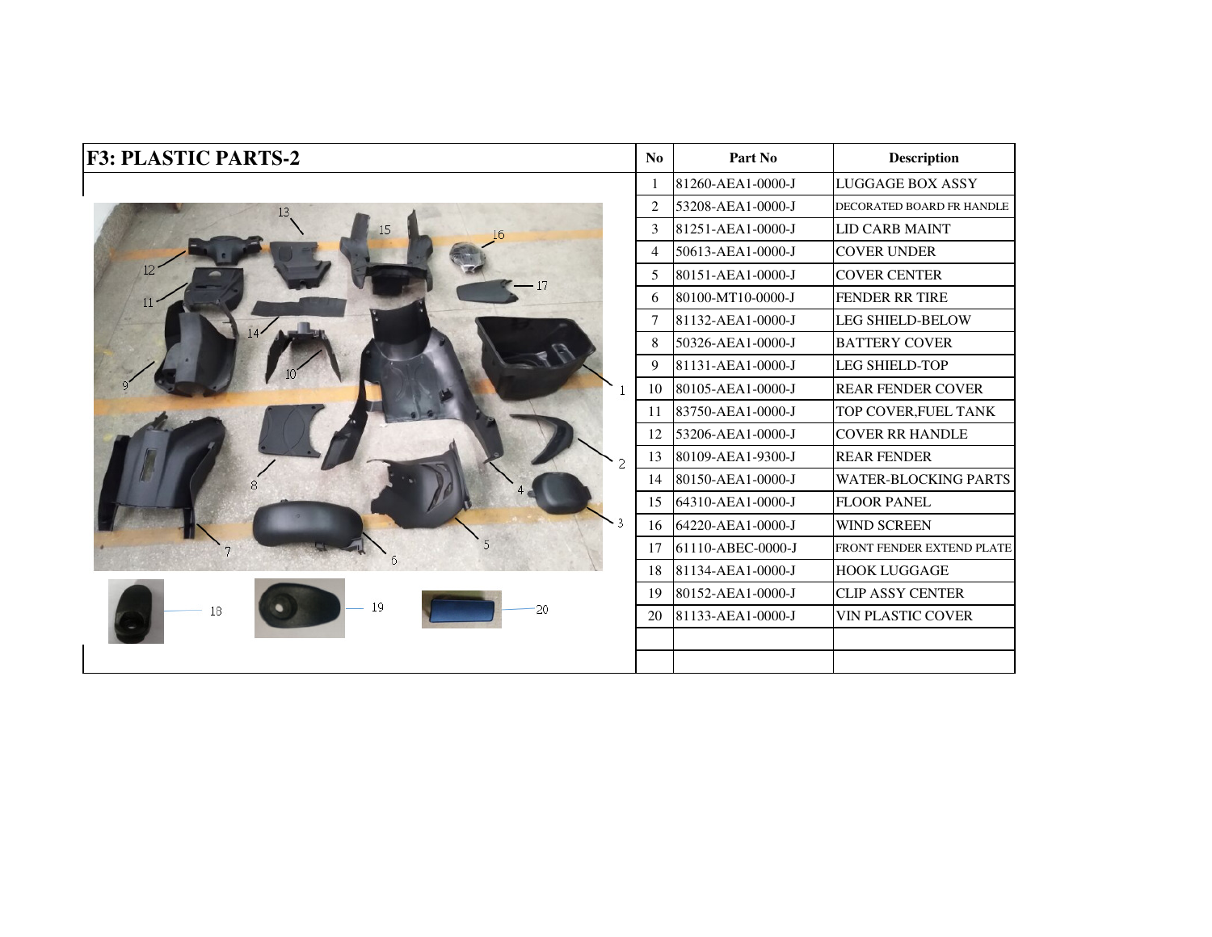# F3: PLASTIC PARTS-2

| No | Part No | Description |
|---|---|---|
| 1 | 81260-AEA1-0000-J | LUGGAGE BOX ASSY |
| 2 | 53208-AEA1-0000-J | DECORATED BOARD FR HANDLE |
| 3 | 81251-AEA1-0000-J | LID CARB MAINT |
| 4 | 50613-AEA1-0000-J | COVER UNDER |
| 5 | 80151-AEA1-0000-J | COVER CENTER |
| 6 | 80100-MT10-0000-J | FENDER RR TIRE |
| 7 | 81132-AEA1-0000-J | LEG SHIELD-BELOW |
| 8 | 50326-AEA1-0000-J | BATTERY COVER |
| 9 | 81131-AEA1-0000-J | LEG SHIELD-TOP |
| 10 | 80105-AEA1-0000-J | REAR FENDER COVER |
| 11 | 83750-AEA1-0000-J | TOP COVER,FUEL TANK |
| 12 | 53206-AEA1-0000-J | COVER RR HANDLE |
| 13 | 80109-AEA1-9300-J | REAR FENDER |
| 14 | 80150-AEA1-0000-J | WATER-BLOCKING PARTS |
| 15 | 64310-AEA1-0000-J | FLOOR PANEL |
| 16 | 64220-AEA1-0000-J | WIND SCREEN |
| 17 | 61110-ABEC-0000-J | FRONT FENDER EXTEND PLATE |
| 18 | 81134-AEA1-0000-J | HOOK LUGGAGE |
| 19 | 80152-AEA1-0000-J | CLIP ASSY CENTER |
| 20 | 81133-AEA1-0000-J | VIN PLASTIC COVER |
| | | |
| | | |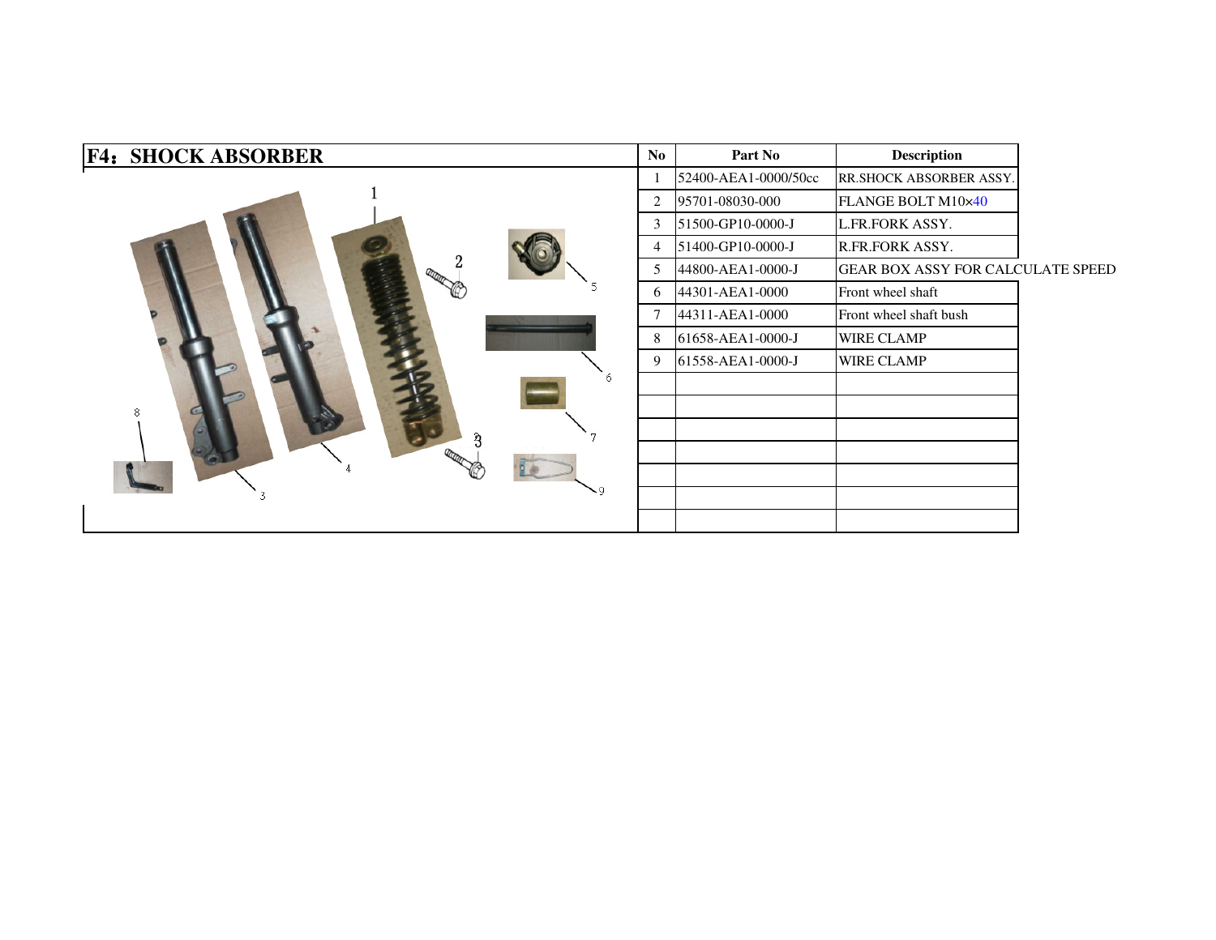## F4：SHOCK ABSORBER

| No | Part No | Description |
|---|---|---|
| 1 | 52400-AEA1-0000/50cc | RR.SHOCK ABSORBER ASSY. |
| 2 | 95701-08030-000 | FLANGE BOLT M10×40 |
| 3 | 51500-GP10-0000-J | L.FR.FORK ASSY. |
| 4 | 51400-GP10-0000-J | R.FR.FORK ASSY. |
| 5 | 44800-AEA1-0000-J | GEAR BOX ASSY FOR CALCULATE SPEED |
| 6 | 44301-AEA1-0000 | Front wheel shaft |
| 7 | 44311-AEA1-0000 | Front wheel shaft bush |
| 8 | 61658-AEA1-0000-J | WIRE CLAMP |
| 9 | 61558-AEA1-0000-J | WIRE CLAMP |
| | | |
| | | |
| | | |
| | | |
| | | |
| | | |
| | | |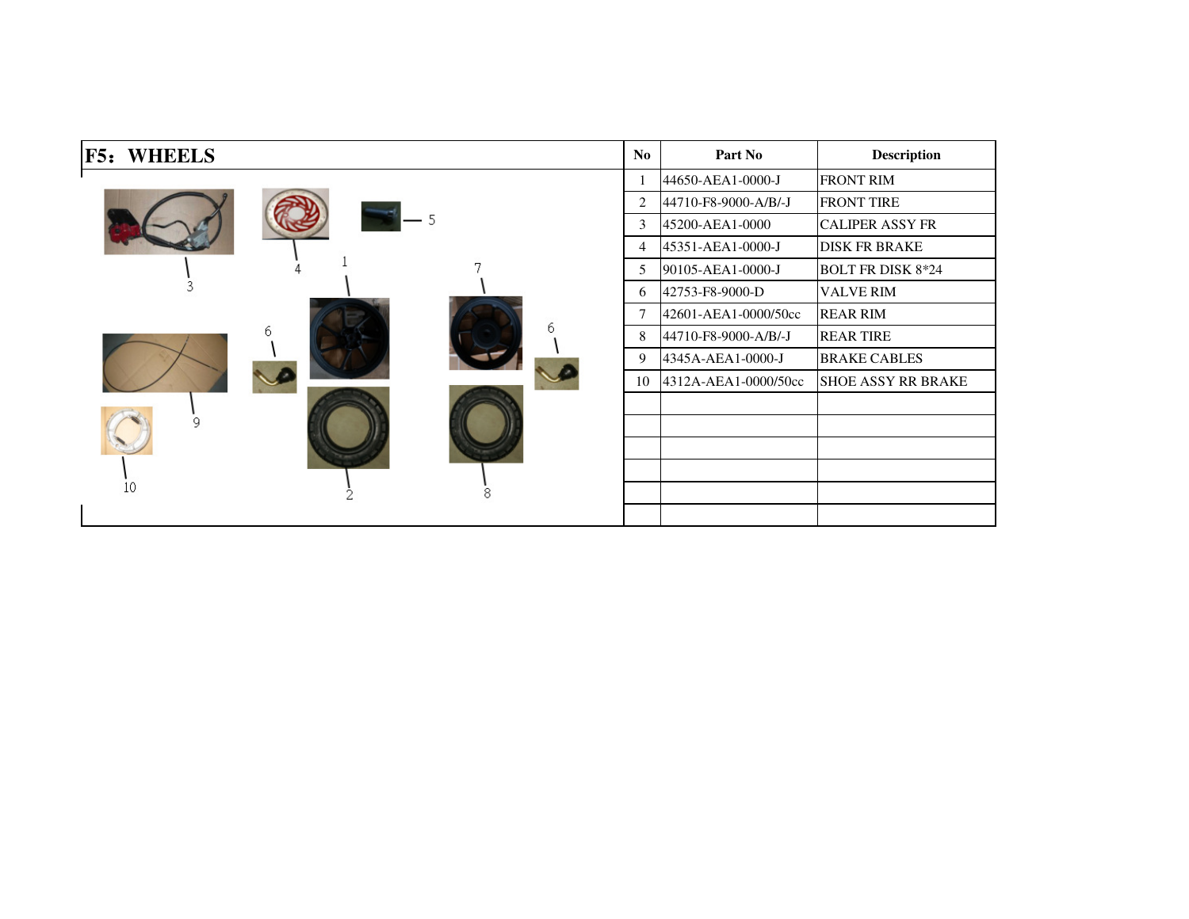# F5: WHEELS

| No | Part No | Description |
|---|---|---|
| 1 | 44650-AEA1-0000-J | FRONT RIM |
| 2 | 44710-F8-9000-A/B/-J | FRONT TIRE |
| 3 | 45200-AEA1-0000 | CALIPER ASSY FR |
| 4 | 45351-AEA1-0000-J | DISK FR BRAKE |
| 5 | 90105-AEA1-0000-J | BOLT FR DISK 8*24 |
| 6 | 42753-F8-9000-D | VALVE RIM |
| 7 | 42601-AEA1-0000/50cc | REAR RIM |
| 8 | 44710-F8-9000-A/B/-J | REAR TIRE |
| 9 | 4345A-AEA1-0000-J | BRAKE CABLES |
| 10 | 4312A-AEA1-0000/50cc | SHOE ASSY RR BRAKE |
| | | |
| | | |
| | | |
| | | |
| | | |
| | | |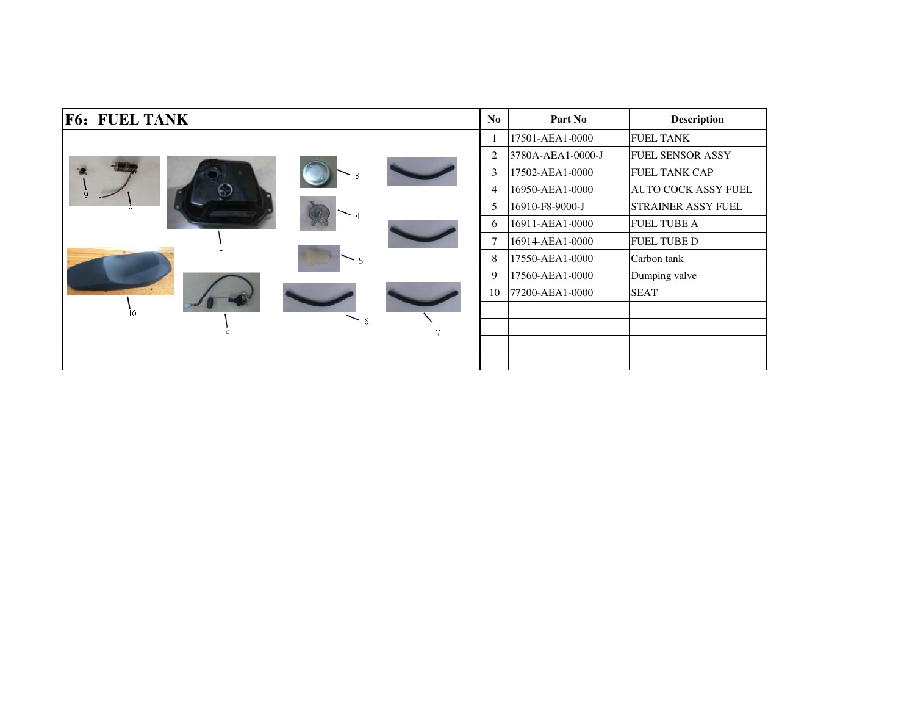## F6：FUEL TANK

| No | Part No | Description |
|---|---|---|
| 1 | 17501-AEA1-0000 | FUEL TANK |
| 2 | 3780A-AEA1-0000-J | FUEL SENSOR ASSY |
| 3 | 17502-AEA1-0000 | FUEL TANK CAP |
| 4 | 16950-AEA1-0000 | AUTO COCK ASSY FUEL |
| 5 | 16910-F8-9000-J | STRAINER ASSY FUEL |
| 6 | 16911-AEA1-0000 | FUEL TUBE A |
| 7 | 16914-AEA1-0000 | FUEL TUBE D |
| 8 | 17550-AEA1-0000 | Carbon tank |
| 9 | 17560-AEA1-0000 | Dumping valve |
| 10 | 77200-AEA1-0000 | SEAT |
| | | |
| | | |
| | | |
| | | |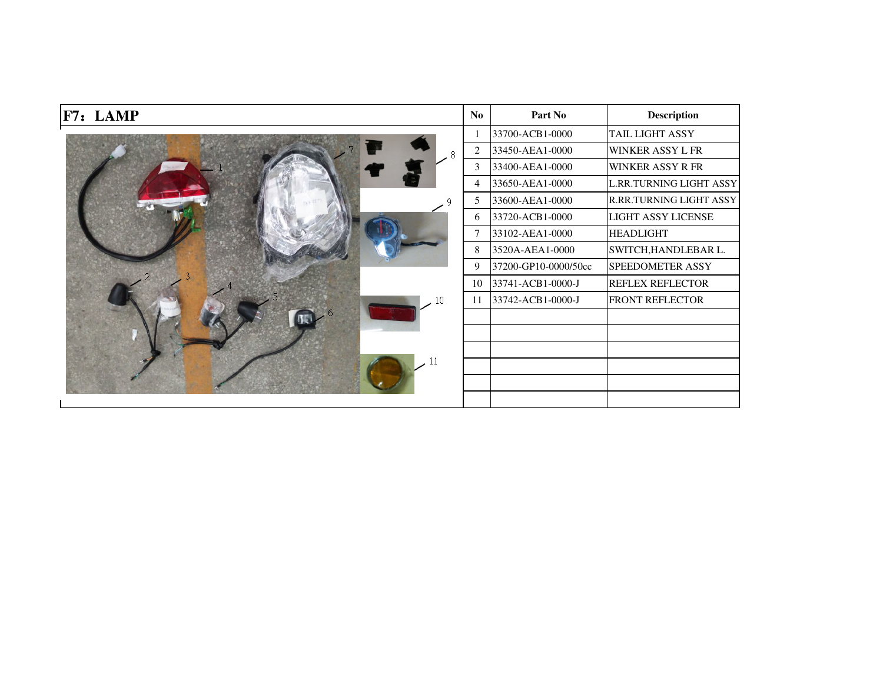# F7：LAMP

| No | Part No | Description |
|---|---|---|
| 1 | 33700-ACB1-0000 | TAIL LIGHT ASSY |
| 2 | 33450-AEA1-0000 | WINKER ASSY L FR |
| 3 | 33400-AEA1-0000 | WINKER ASSY R FR |
| 4 | 33650-AEA1-0000 | L.RR.TURNING LIGHT ASSY |
| 5 | 33600-AEA1-0000 | R.RR.TURNING LIGHT ASSY |
| 6 | 33720-ACB1-0000 | LIGHT ASSY LICENSE |
| 7 | 33102-AEA1-0000 | HEADLIGHT |
| 8 | 3520A-AEA1-0000 | SWITCH,HANDLEBAR L. |
| 9 | 37200-GP10-0000/50cc | SPEEDOMETER ASSY |
| 10 | 33741-ACB1-0000-J | REFLEX REFLECTOR |
| 11 | 33742-ACB1-0000-J | FRONT REFLECTOR |
| | | |
| | | |
| | | |
| | | |
| | | |
| | | |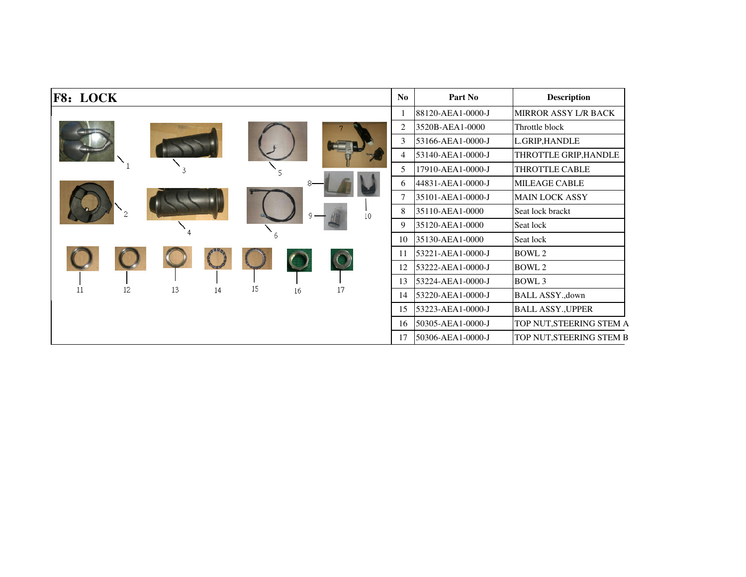## F8：LOCK

| No | Part No | Description |
|---|---|---|
| 1 | 88120-AEA1-0000-J | MIRROR ASSY L/R BACK |
| 2 | 3520B-AEA1-0000 | Throttle block |
| 3 | 53166-AEA1-0000-J | L.GRIP,HANDLE |
| 4 | 53140-AEA1-0000-J | THROTTLE GRIP,HANDLE |
| 5 | 17910-AEA1-0000-J | THROTTLE CABLE |
| 6 | 44831-AEA1-0000-J | MILEAGE CABLE |
| 7 | 35101-AEA1-0000-J | MAIN LOCK ASSY |
| 8 | 35110-AEA1-0000 | Seat lock brackt |
| 9 | 35120-AEA1-0000 | Seat lock |
| 10 | 35130-AEA1-0000 | Seat lock |
| 11 | 53221-AEA1-0000-J | BOWL 2 |
| 12 | 53222-AEA1-0000-J | BOWL 2 |
| 13 | 53224-AEA1-0000-J | BOWL 3 |
| 14 | 53220-AEA1-0000-J | BALL ASSY.,down |
| 15 | 53223-AEA1-0000-J | BALL ASSY.,UPPER |
| 16 | 50305-AEA1-0000-J | TOP NUT,STEERING STEM A |
| 17 | 50306-AEA1-0000-J | TOP NUT,STEERING STEM B |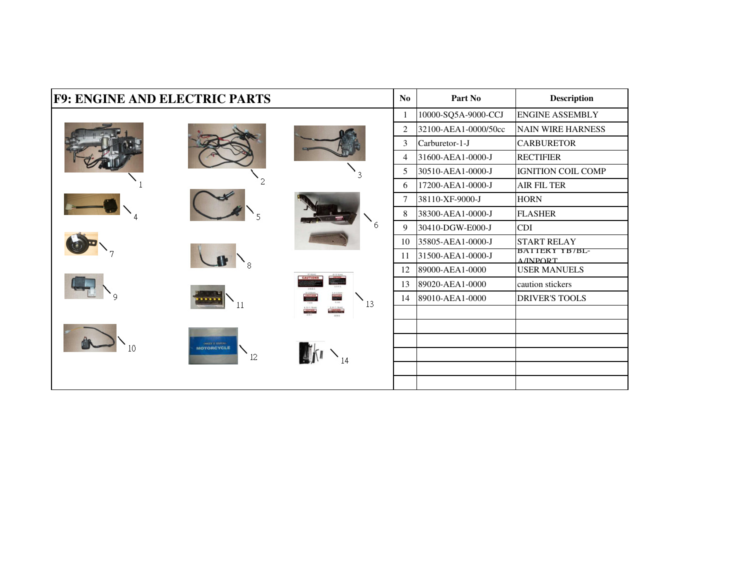# F9: ENGINE AND ELECTRIC PARTS

| No | Part No | Description |
|---|---|---|
| 1 | 10000-SQ5A-9000-CCJ | ENGINE ASSEMBLY |
| 2 | 32100-AEA1-0000/50cc | NAIN WIRE HARNESS |
| 3 | Carburetor-1-J | CARBURETOR |
| 4 | 31600-AEA1-0000-J | RECTIFIER |
| 5 | 30510-AEA1-0000-J | IGNITION COIL COMP |
| 6 | 17200-AEA1-0000-J | AIR FIL TER |
| 7 | 38110-XF-9000-J | HORN |
| 8 | 38300-AEA1-0000-J | FLASHER |
| 9 | 30410-DGW-E000-J | CDI |
| 10 | 35805-AEA1-0000-J | START RELAY |
| 11 | 31500-AEA1-0000-J | BATTERY YB7BL-A/INPORT |
| 12 | 89000-AEA1-0000 | USER MANUELS |
| 13 | 89020-AEA1-0000 | caution stickers |
| 14 | 89010-AEA1-0000 | DRIVER'S TOOLS |
| | | |
| | | |
| | | |
| | | |
| | | |
| | | |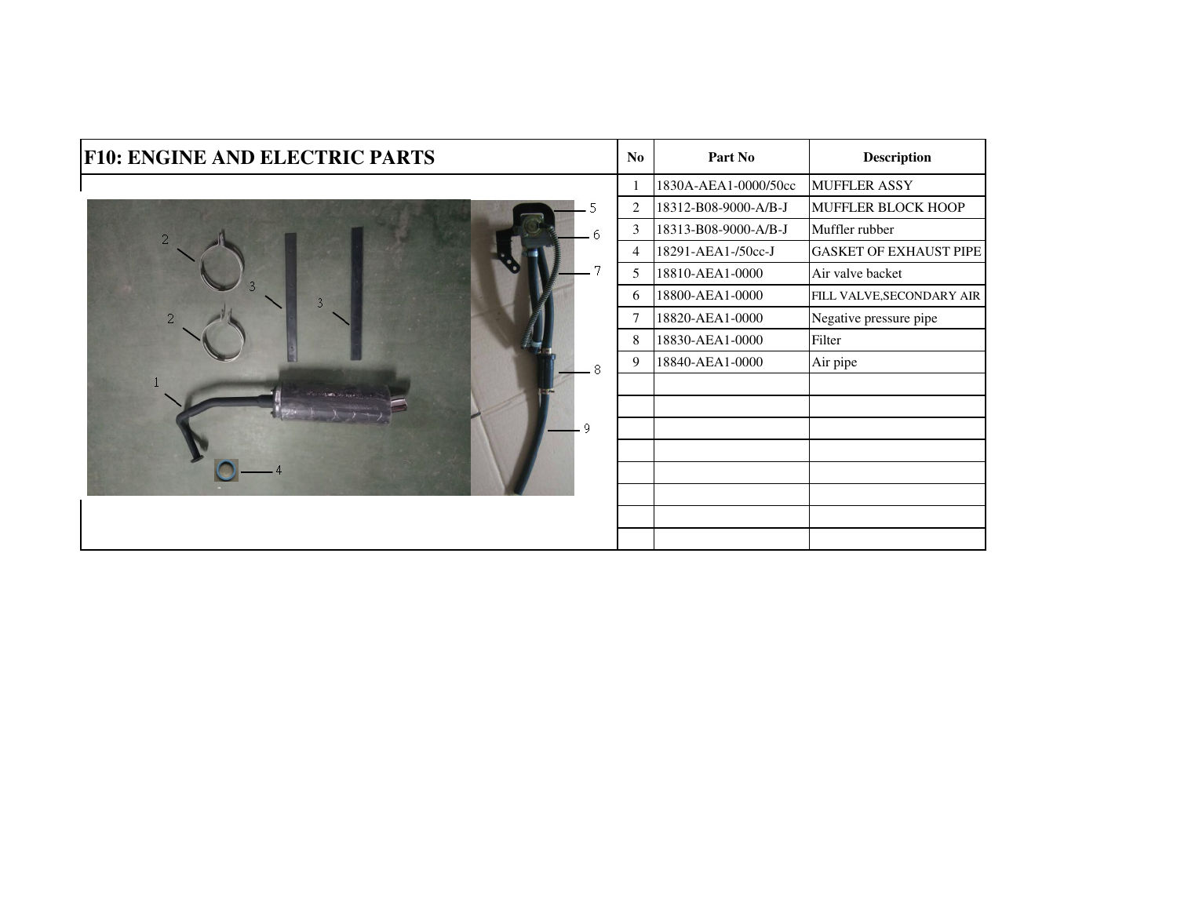# F10: ENGINE AND ELECTRIC PARTS

| No | Part No | Description |
|---|---|---|
| 1 | 1830A-AEA1-0000/50cc | MUFFLER ASSY |
| 2 | 18312-B08-9000-A/B-J | MUFFLER BLOCK HOOP |
| 3 | 18313-B08-9000-A/B-J | Muffler rubber |
| 4 | 18291-AEA1-/50cc-J | GASKET OF EXHAUST PIPE |
| 5 | 18810-AEA1-0000 | Air valve backet |
| 6 | 18800-AEA1-0000 | FILL VALVE,SECONDARY AIR |
| 7 | 18820-AEA1-0000 | Negative pressure pipe |
| 8 | 18830-AEA1-0000 | Filter |
| 9 | 18840-AEA1-0000 | Air pipe |
| | | |
| | | |
| | | |
| | | |
| | | |
| | | |
| | | |
| | | |